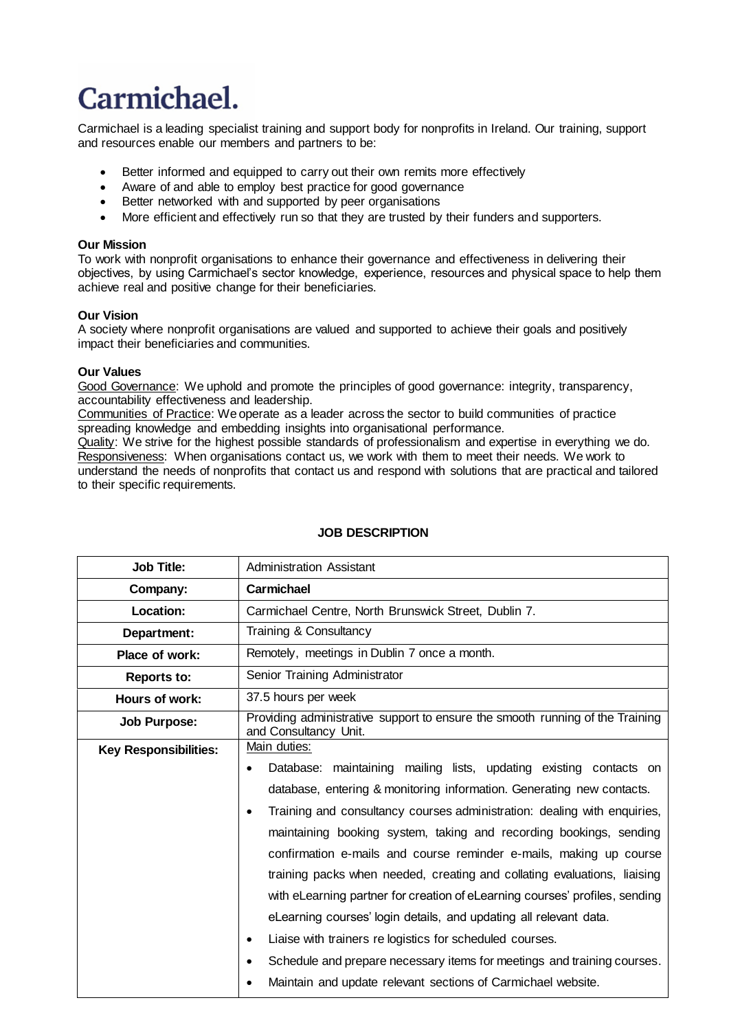# Carmichael.

Carmichael is a leading specialist training and support body for nonprofits in Ireland. Our training, support and resources enable our members and partners to be:

- Better informed and equipped to carry out their own remits more effectively
- Aware of and able to employ best practice for good governance
- Better networked with and supported by peer organisations
- More efficient and effectively run so that they are trusted by their funders and supporters.

**Our Mission**
To work with nonprofit organisations to enhance their governance and effectiveness in delivering their objectives, by using Carmichael's sector knowledge, experience, resources and physical space to help them achieve real and positive change for their beneficiaries.

**Our Vision**
A society where nonprofit organisations are valued and supported to achieve their goals and positively impact their beneficiaries and communities.

**Our Values**
Good Governance: We uphold and promote the principles of good governance: integrity, transparency, accountability effectiveness and leadership.
Communities of Practice: We operate as a leader across the sector to build communities of practice spreading knowledge and embedding insights into organisational performance.
Quality: We strive for the highest possible standards of professionalism and expertise in everything we do.
Responsiveness: When organisations contact us, we work with them to meet their needs. We work to understand the needs of nonprofits that contact us and respond with solutions that are practical and tailored to their specific requirements.

**JOB DESCRIPTION**

| | |
|---|---|
| **Job Title:** | Administration Assistant |
| **Company:** | **Carmichael** |
| **Location:** | Carmichael Centre, North Brunswick Street, Dublin 7. |
| **Department:** | Training & Consultancy |
| **Place of work:** | Remotely, meetings in Dublin 7 once a month. |
| **Reports to:** | Senior Training Administrator |
| **Hours of work:** | 37.5 hours per week |
| **Job Purpose:** | Providing administrative support to ensure the smooth running of the Training and Consultancy Unit. |
| **Key Responsibilities:** | Main duties:<br>• Database: maintaining mailing lists, updating existing contacts on database, entering & monitoring information. Generating new contacts.<br>• Training and consultancy courses administration: dealing with enquiries, maintaining booking system, taking and recording bookings, sending confirmation e-mails and course reminder e-mails, making up course training packs when needed, creating and collating evaluations, liaising with eLearning partner for creation of eLearning courses' profiles, sending eLearning courses' login details, and updating all relevant data.<br>• Liaise with trainers re logistics for scheduled courses.<br>• Schedule and prepare necessary items for meetings and training courses.<br>• Maintain and update relevant sections of Carmichael website. |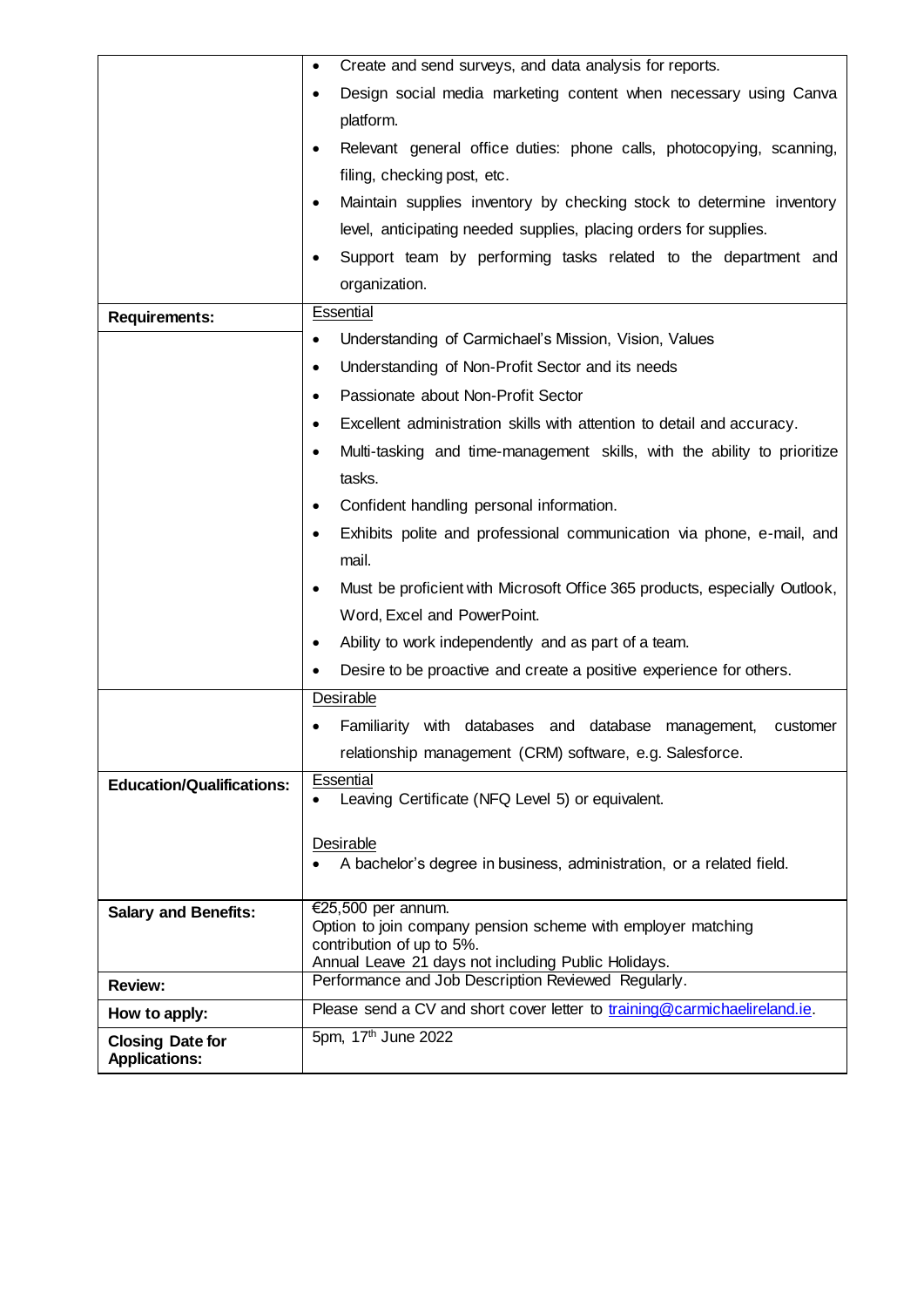| | |
|---|---|
| | • Create and send surveys, and data analysis for reports.<br>• Design social media marketing content when necessary using Canva platform.<br>• Relevant general office duties: phone calls, photocopying, scanning, filing, checking post, etc.<br>• Maintain supplies inventory by checking stock to determine inventory level, anticipating needed supplies, placing orders for supplies.<br>• Support team by performing tasks related to the department and organization. |
| **Requirements:** | Essential<br>• Understanding of Carmichael's Mission, Vision, Values<br>• Understanding of Non-Profit Sector and its needs<br>• Passionate about Non-Profit Sector<br>• Excellent administration skills with attention to detail and accuracy.<br>• Multi-tasking and time-management skills, with the ability to prioritize tasks.<br>• Confident handling personal information.<br>• Exhibits polite and professional communication via phone, e-mail, and mail.<br>• Must be proficient with Microsoft Office 365 products, especially Outlook, Word, Excel and PowerPoint.<br>• Ability to work independently and as part of a team.<br>• Desire to be proactive and create a positive experience for others. |
| | Desirable<br>• Familiarity with databases and database management, customer relationship management (CRM) software, e.g. Salesforce. |
| **Education/Qualifications:** | Essential<br>• Leaving Certificate (NFQ Level 5) or equivalent.<br><br>Desirable<br>• A bachelor's degree in business, administration, or a related field. |
| **Salary and Benefits:** | €25,500 per annum.<br>Option to join company pension scheme with employer matching contribution of up to 5%.<br>Annual Leave 21 days not including Public Holidays. |
| **Review:** | Performance and Job Description Reviewed Regularly. |
| **How to apply:** | Please send a CV and short cover letter to training@carmichaelireland.ie. |
| **Closing Date for Applications:** | 5pm, 17th June 2022 |